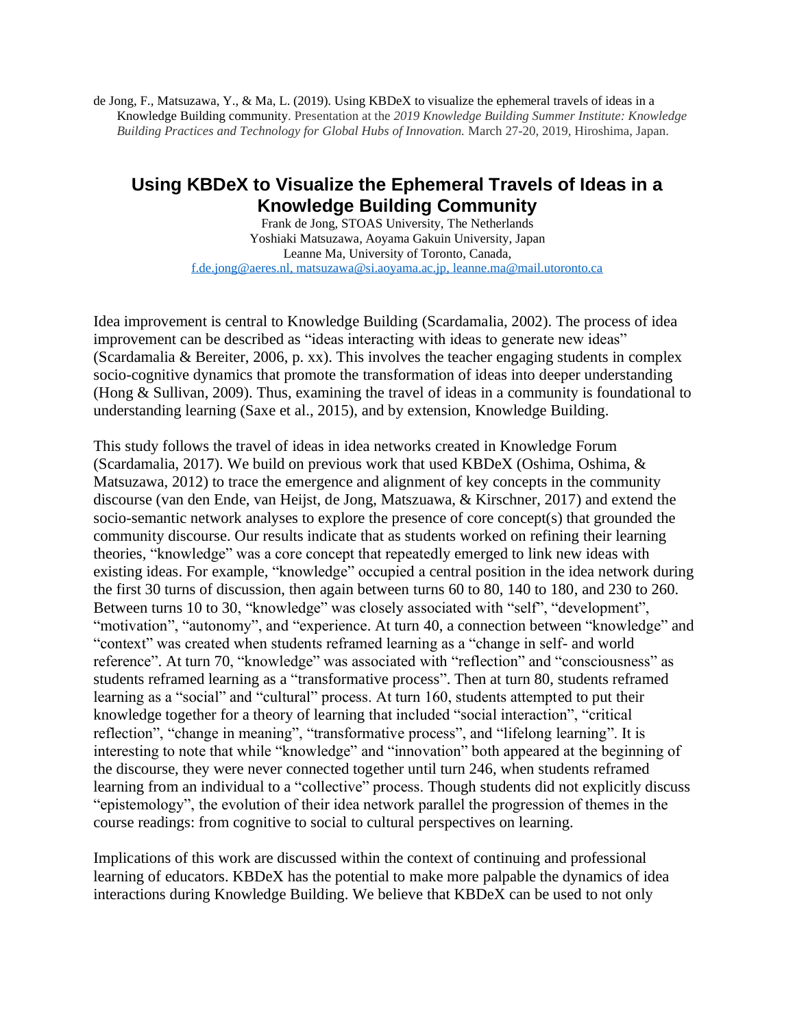de Jong, F., Matsuzawa, Y., & Ma, L. (2019). Using KBDeX to visualize the ephemeral travels of ideas in a Knowledge Building community. Presentation at the *2019 Knowledge Building Summer Institute: Knowledge Building Practices and Technology for Global Hubs of Innovation.* March 27-20, 2019, Hiroshima, Japan.

# Using KBDeX to Visualize the Ephemeral Travels of Ideas in a Knowledge Building Community

Frank de Jong, STOAS University, The Netherlands
Yoshiaki Matsuzawa, Aoyama Gakuin University, Japan
Leanne Ma, University of Toronto, Canada,
f.de.jong@aeres.nl, matsuzawa@si.aoyama.ac.jp, leanne.ma@mail.utoronto.ca

Idea improvement is central to Knowledge Building (Scardamalia, 2002). The process of idea improvement can be described as "ideas interacting with ideas to generate new ideas" (Scardamalia & Bereiter, 2006, p. xx). This involves the teacher engaging students in complex socio-cognitive dynamics that promote the transformation of ideas into deeper understanding (Hong & Sullivan, 2009). Thus, examining the travel of ideas in a community is foundational to understanding learning (Saxe et al., 2015), and by extension, Knowledge Building.

This study follows the travel of ideas in idea networks created in Knowledge Forum (Scardamalia, 2017). We build on previous work that used KBDeX (Oshima, Oshima, & Matsuzawa, 2012) to trace the emergence and alignment of key concepts in the community discourse (van den Ende, van Heijst, de Jong, Matszuawa, & Kirschner, 2017) and extend the socio-semantic network analyses to explore the presence of core concept(s) that grounded the community discourse. Our results indicate that as students worked on refining their learning theories, "knowledge" was a core concept that repeatedly emerged to link new ideas with existing ideas. For example, "knowledge" occupied a central position in the idea network during the first 30 turns of discussion, then again between turns 60 to 80, 140 to 180, and 230 to 260. Between turns 10 to 30, "knowledge" was closely associated with "self", "development", "motivation", "autonomy", and "experience. At turn 40, a connection between "knowledge" and "context" was created when students reframed learning as a "change in self- and world reference". At turn 70, "knowledge" was associated with "reflection" and "consciousness" as students reframed learning as a "transformative process". Then at turn 80, students reframed learning as a "social" and "cultural" process. At turn 160, students attempted to put their knowledge together for a theory of learning that included "social interaction", "critical reflection", "change in meaning", "transformative process", and "lifelong learning". It is interesting to note that while "knowledge" and "innovation" both appeared at the beginning of the discourse, they were never connected together until turn 246, when students reframed learning from an individual to a "collective" process. Though students did not explicitly discuss "epistemology", the evolution of their idea network parallel the progression of themes in the course readings: from cognitive to social to cultural perspectives on learning.

Implications of this work are discussed within the context of continuing and professional learning of educators. KBDeX has the potential to make more palpable the dynamics of idea interactions during Knowledge Building. We believe that KBDeX can be used to not only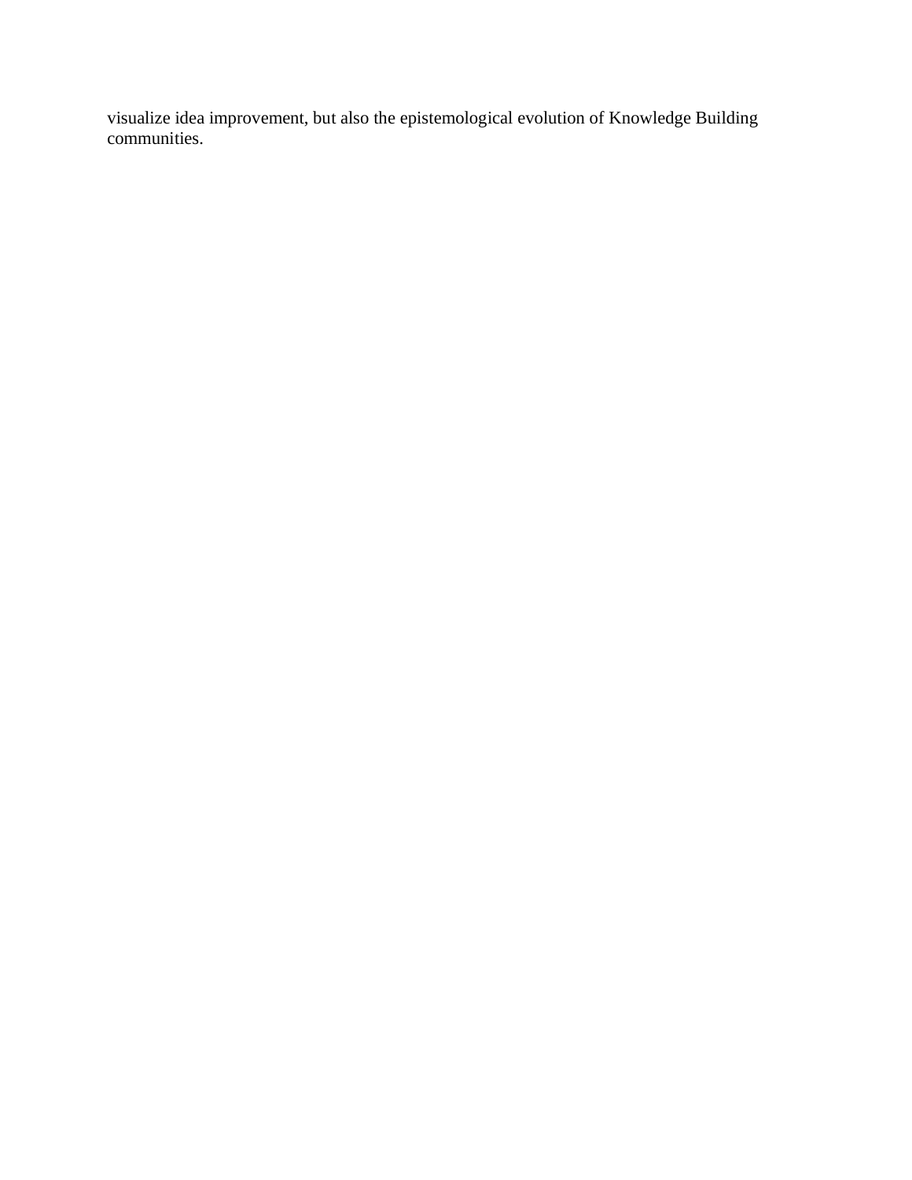visualize idea improvement, but also the epistemological evolution of Knowledge Building communities.